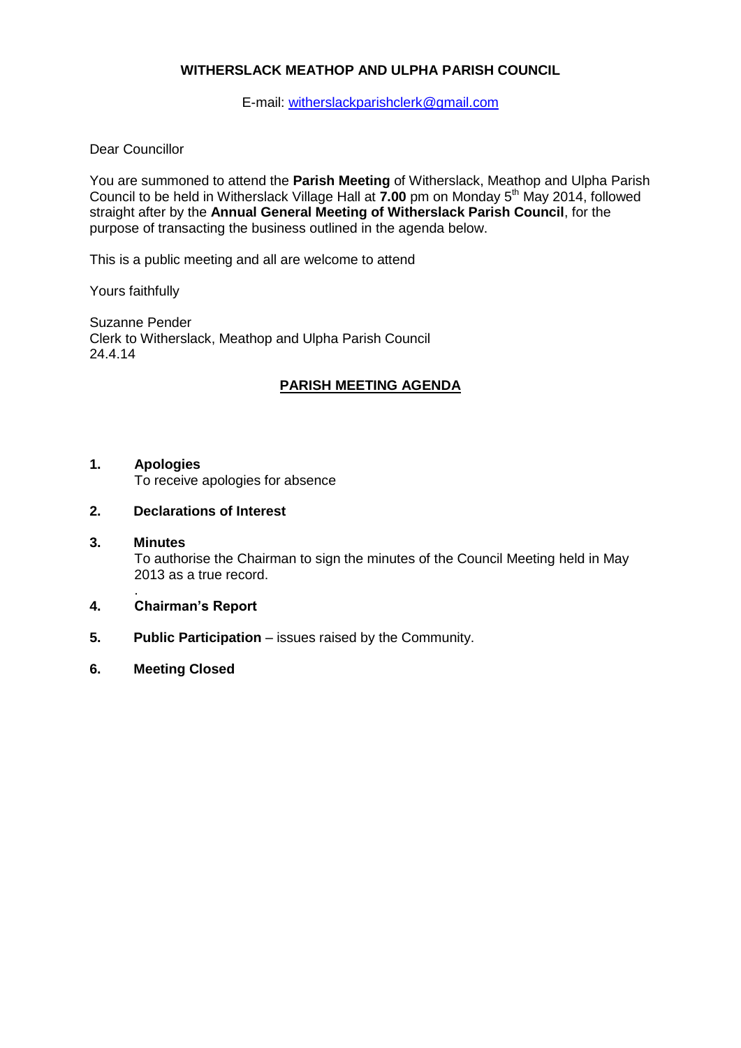**WITHERSLACK MEATHOP AND ULPHA PARISH COUNCIL**

E-mail: witherslackparishclerk@gmail.com

Dear Councillor

You are summoned to attend the **Parish Meeting** of Witherslack, Meathop and Ulpha Parish Council to be held in Witherslack Village Hall at **7.00** pm on Monday 5th May 2014, followed straight after by the **Annual General Meeting of Witherslack Parish Council**, for the purpose of transacting the business outlined in the agenda below.

This is a public meeting and all are welcome to attend

Yours faithfully

Suzanne Pender
Clerk to Witherslack, Meathop and Ulpha Parish Council
24.4.14

## PARISH MEETING AGENDA

1. **Apologies**
   To receive apologies for absence

2. **Declarations of Interest**

3. **Minutes**
   To authorise the Chairman to sign the minutes of the Council Meeting held in May 2013 as a true record.

4. **Chairman's Report**

5. **Public Participation** – issues raised by the Community.

6. **Meeting Closed**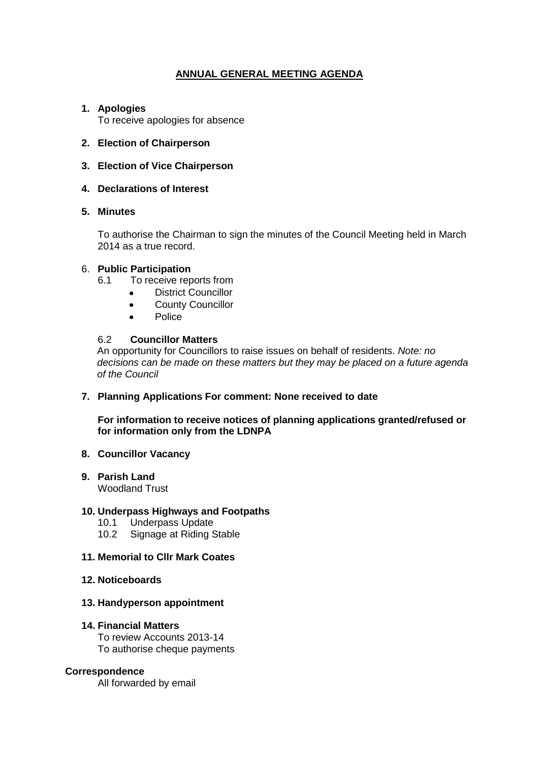# ANNUAL GENERAL MEETING AGENDA

1. **Apologies**
   To receive apologies for absence

2. **Election of Chairperson**

3. **Election of Vice Chairperson**

4. **Declarations of Interest**

5. **Minutes**

   To authorise the Chairman to sign the minutes of the Council Meeting held in March 2014 as a true record.

6. **Public Participation**
   6.1 To receive reports from
   - District Councillor
   - County Councillor
   - Police

   6.2 **Councillor Matters**
   An opportunity for Councillors to raise issues on behalf of residents. *Note: no decisions can be made on these matters but they may be placed on a future agenda of the Council*

7. **Planning Applications For comment: None received to date**

   **For information to receive notices of planning applications granted/refused or for information only from the LDNPA**

8. **Councillor Vacancy**

9. **Parish Land**
   Woodland Trust

10. **Underpass Highways and Footpaths**
    10.1 Underpass Update
    10.2 Signage at Riding Stable

11. **Memorial to Cllr Mark Coates**

12. **Noticeboards**

13. **Handyperson appointment**

14. **Financial Matters**
    To review Accounts 2013-14
    To authorise cheque payments

**Correspondence**
All forwarded by email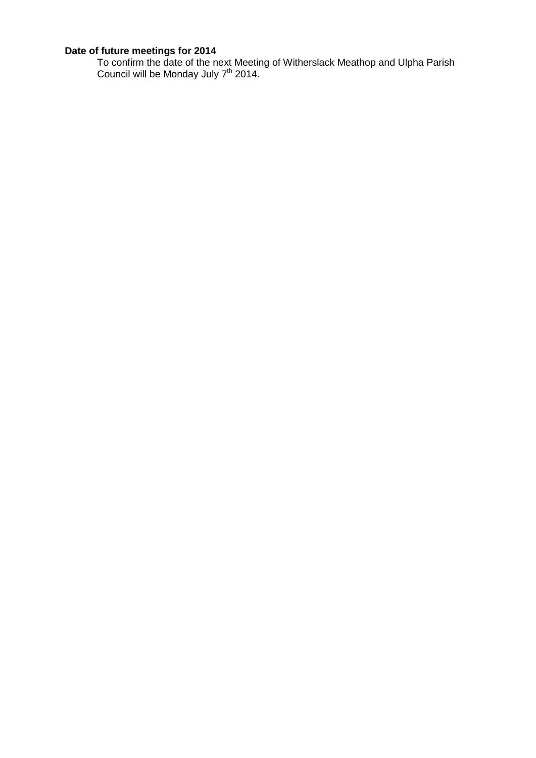**Date of future meetings for 2014**

To confirm the date of the next Meeting of Witherslack Meathop and Ulpha Parish Council will be Monday July 7th 2014.